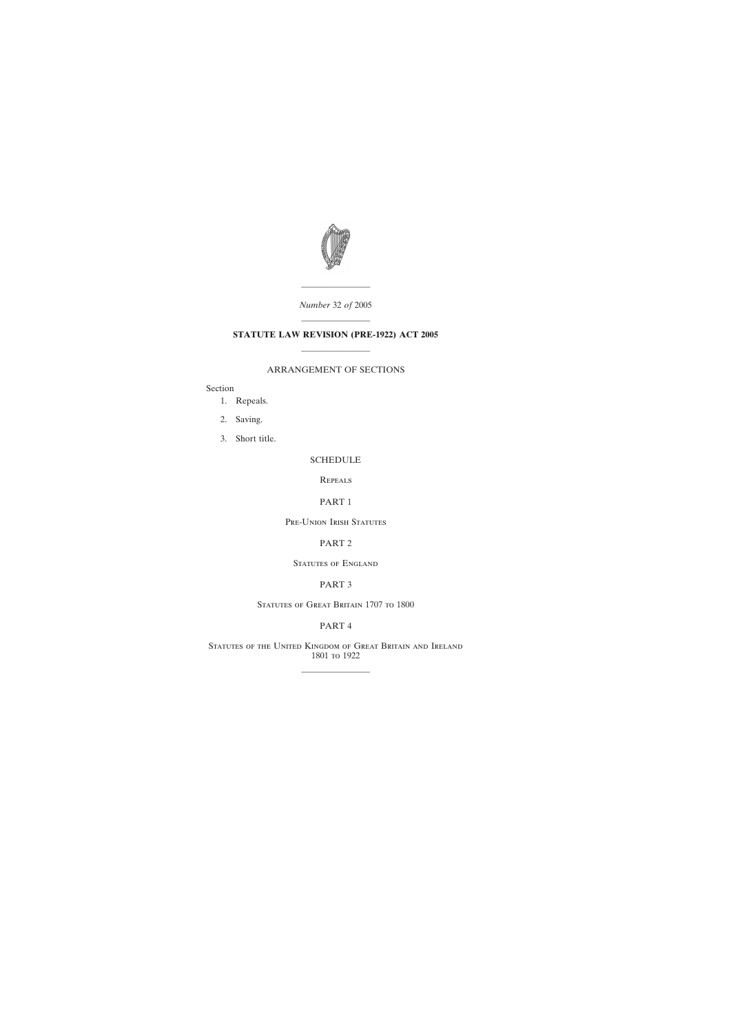*Number* 32 *of* 2005

# STATUTE LAW REVISION (PRE-1922) ACT 2005

## ARRANGEMENT OF SECTIONS

Section

1. Repeals.
2. Saving.
3. Short title.

SCHEDULE

Repeals

PART 1

Pre-Union Irish Statutes

PART 2

Statutes of England

PART 3

Statutes of Great Britain 1707 to 1800

PART 4

Statutes of the United Kingdom of Great Britain and Ireland 1801 to 1922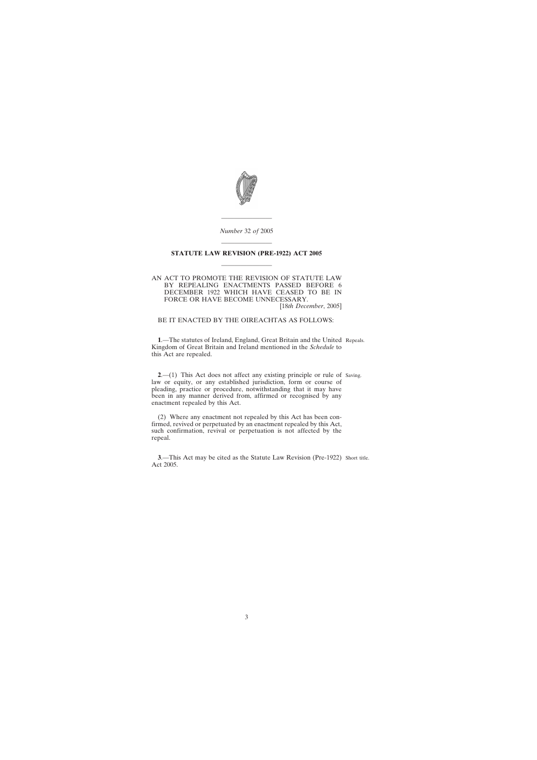*Number* 32 *of* 2005

---

## STATUTE LAW REVISION (PRE-1922) ACT 2005

---

AN ACT TO PROMOTE THE REVISION OF STATUTE LAW BY REPEALING ENACTMENTS PASSED BEFORE 6 DECEMBER 1922 WHICH HAVE CEASED TO BE IN FORCE OR HAVE BECOME UNNECESSARY.

[18*th December*, 2005]

BE IT ENACTED BY THE OIREACHTAS AS FOLLOWS:

Repeals.

**1**.—The statutes of Ireland, England, Great Britain and the United Kingdom of Great Britain and Ireland mentioned in the *Schedule* to this Act are repealed.

Saving.

**2**.—(1) This Act does not affect any existing principle or rule of law or equity, or any established jurisdiction, form or course of pleading, practice or procedure, notwithstanding that it may have been in any manner derived from, affirmed or recognised by any enactment repealed by this Act.

(2) Where any enactment not repealed by this Act has been confirmed, revived or perpetuated by an enactment repealed by this Act, such confirmation, revival or perpetuation is not affected by the repeal.

Short title.

**3**.—This Act may be cited as the Statute Law Revision (Pre-1922) Act 2005.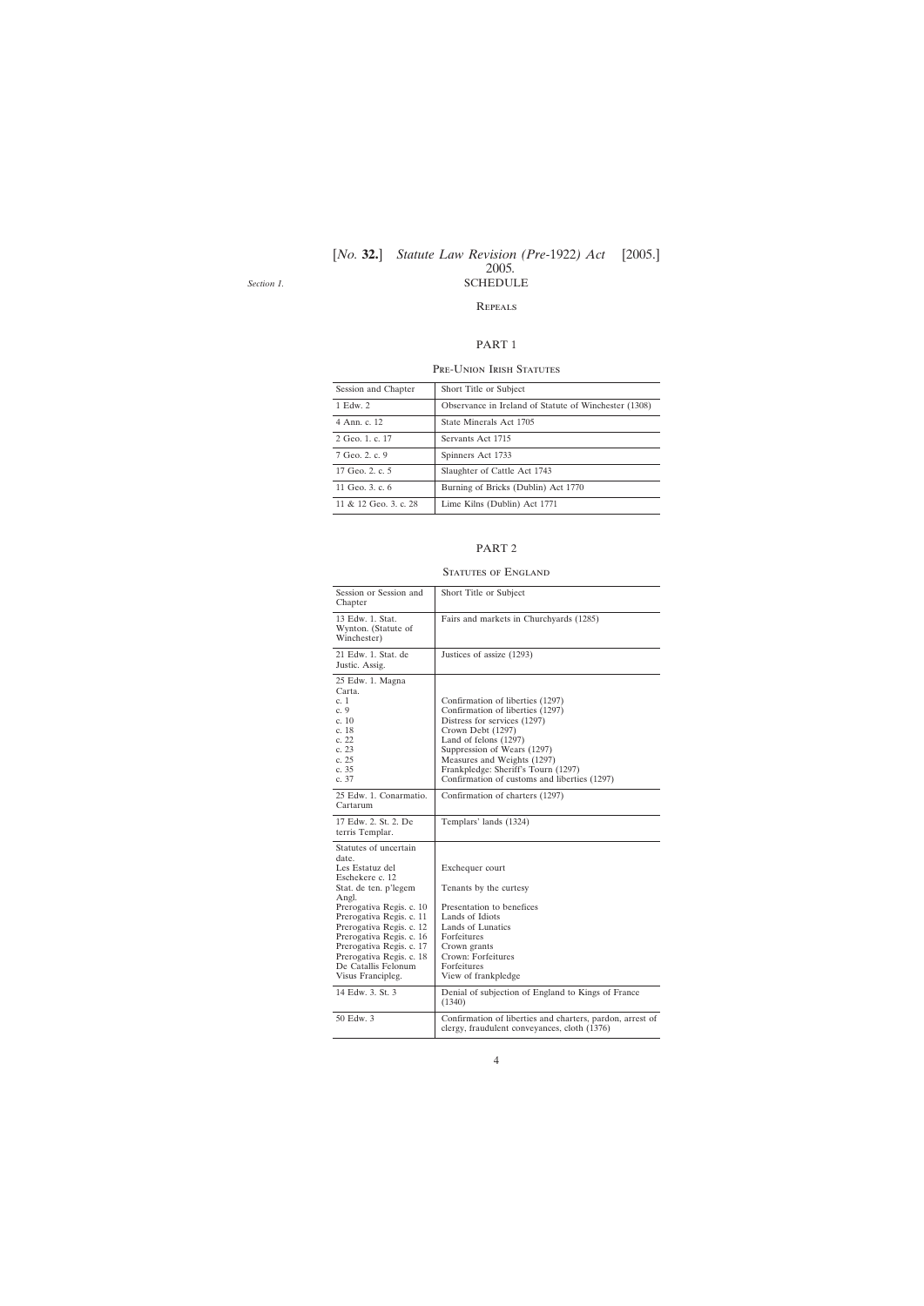*Section 1.*

# SCHEDULE

## Repeals

### PART 1

#### Pre-Union Irish Statutes

| Session and Chapter | Short Title or Subject |
|---|---|
| 1 Edw. 2 | Observance in Ireland of Statute of Winchester (1308) |
| 4 Ann. c. 12 | State Minerals Act 1705 |
| 2 Geo. 1. c. 17 | Servants Act 1715 |
| 7 Geo. 2. c. 9 | Spinners Act 1733 |
| 17 Geo. 2. c. 5 | Slaughter of Cattle Act 1743 |
| 11 Geo. 3. c. 6 | Burning of Bricks (Dublin) Act 1770 |
| 11 & 12 Geo. 3. c. 28 | Lime Kilns (Dublin) Act 1771 |

### PART 2

#### Statutes of England

| Session or Session and Chapter | Short Title or Subject |
|---|---|
| 13 Edw. 1. Stat. Wynton. (Statute of Winchester) | Fairs and markets in Churchyards (1285) |
| 21 Edw. 1. Stat. de Justic. Assig. | Justices of assize (1293) |
| 25 Edw. 1. Magna Carta. | |
| c. 1 | Confirmation of liberties (1297) |
| c. 9 | Confirmation of liberties (1297) |
| c. 10 | Distress for services (1297) |
| c. 18 | Crown Debt (1297) |
| c. 22 | Land of felons (1297) |
| c. 23 | Suppression of Wears (1297) |
| c. 25 | Measures and Weights (1297) |
| c. 35 | Frankpledge: Sheriff's Tourn (1297) |
| c. 37 | Confirmation of customs and liberties (1297) |
| 25 Edw. 1. Conarmatio. Cartarum | Confirmation of charters (1297) |
| 17 Edw. 2. St. 2. De terris Templar. | Templars' lands (1324) |
| Statutes of uncertain date. | |
| Les Estatuz del Eschekere c. 12 | Exchequer court |
| Stat. de ten. p'legem Angl. | Tenants by the curtesy |
| Prerogativa Regis. c. 10 | Presentation to benefices |
| Prerogativa Regis. c. 11 | Lands of Idiots |
| Prerogativa Regis. c. 12 | Lands of Lunatics |
| Prerogativa Regis. c. 16 | Forfeitures |
| Prerogativa Regis. c. 17 | Crown grants |
| Prerogativa Regis. c. 18 | Crown: Forfeitures |
| De Catallis Felonum | Forfeitures |
| Visus Francipleg. | View of frankpledge |
| 14 Edw. 3. St. 3 | Denial of subjection of England to Kings of France (1340) |
| 50 Edw. 3 | Confirmation of liberties and charters, pardon, arrest of clergy, fraudulent conveyances, cloth (1376) |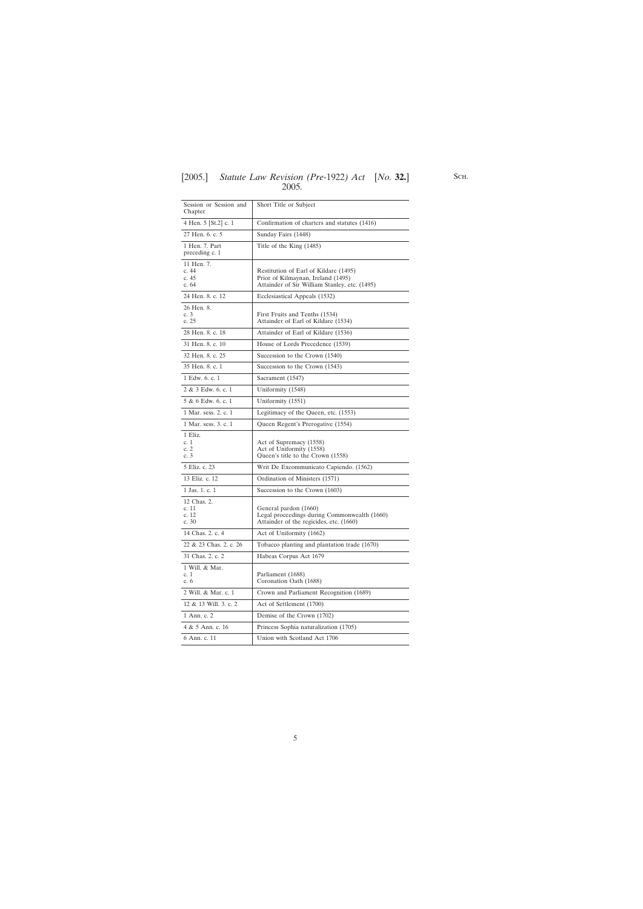| Session or Session and Chapter | Short Title or Subject |
| --- | --- |
| 4 Hen. 5 [St.2] c. 1 | Confirmation of charters and statutes (1416) |
| 27 Hen. 6. c. 5 | Sunday Fairs (1448) |
| 1 Hen. 7. Part preceding c. 1 | Title of the King (1485) |
| 11 Hen. 7. | |
| c. 44 | Restitution of Earl of Kildare (1495) |
| c. 45 | Prior of Kilmaynan, Ireland (1495) |
| c. 64 | Attainder of Sir William Stanley, etc. (1495) |
| 24 Hen. 8. c. 12 | Ecclesiastical Appeals (1532) |
| 26 Hen. 8. | |
| c. 3 | First Fruits and Tenths (1534) |
| c. 25 | Attainder of Earl of Kildare (1534) |
| 28 Hen. 8. c. 18 | Attainder of Earl of Kildare (1536) |
| 31 Hen. 8. c. 10 | House of Lords Precedence (1539) |
| 32 Hen. 8. c. 25 | Succession to the Crown (1540) |
| 35 Hen. 8. c. 1 | Succession to the Crown (1543) |
| 1 Edw. 6. c. 1 | Sacrament (1547) |
| 2 & 3 Edw. 6. c. 1 | Uniformity (1548) |
| 5 & 6 Edw. 6. c. 1 | Uniformity (1551) |
| 1 Mar. sess. 2. c. 1 | Legitimacy of the Queen, etc. (1553) |
| 1 Mar. sess. 3. c. 1 | Queen Regent's Prerogative (1554) |
| 1 Eliz. | |
| c. 1 | Act of Supremacy (1558) |
| c. 2 | Act of Uniformity (1558) |
| c. 3 | Queen's title to the Crown (1558) |
| 5 Eliz. c. 23 | Writ De Excommunicato Capiendo. (1562) |
| 13 Eliz. c. 12 | Ordination of Ministers (1571) |
| 1 Jas. 1. c. 1 | Succession to the Crown (1603) |
| 12 Chas. 2. | |
| c. 11 | General pardon (1660) |
| c. 12 | Legal proceedings during Commonwealth (1660) |
| c. 30 | Attainder of the regicides, etc. (1660) |
| 14 Chas. 2. c. 4 | Act of Uniformity (1662) |
| 22 & 23 Chas. 2. c. 26 | Tobacco planting and plantation trade (1670) |
| 31 Chas. 2. c. 2 | Habeas Corpus Act 1679 |
| 1 Will. & Mar. | |
| c. 1 | Parliament (1688) |
| c. 6 | Coronation Oath (1688) |
| 2 Will. & Mar. c. 1 | Crown and Parliament Recognition (1689) |
| 12 & 13 Will. 3. c. 2 | Act of Settlement (1700) |
| 1 Ann. c. 2 | Demise of the Crown (1702) |
| 4 & 5 Ann. c. 16 | Princess Sophia naturalization (1705) |
| 6 Ann. c. 11 | Union with Scotland Act 1706 |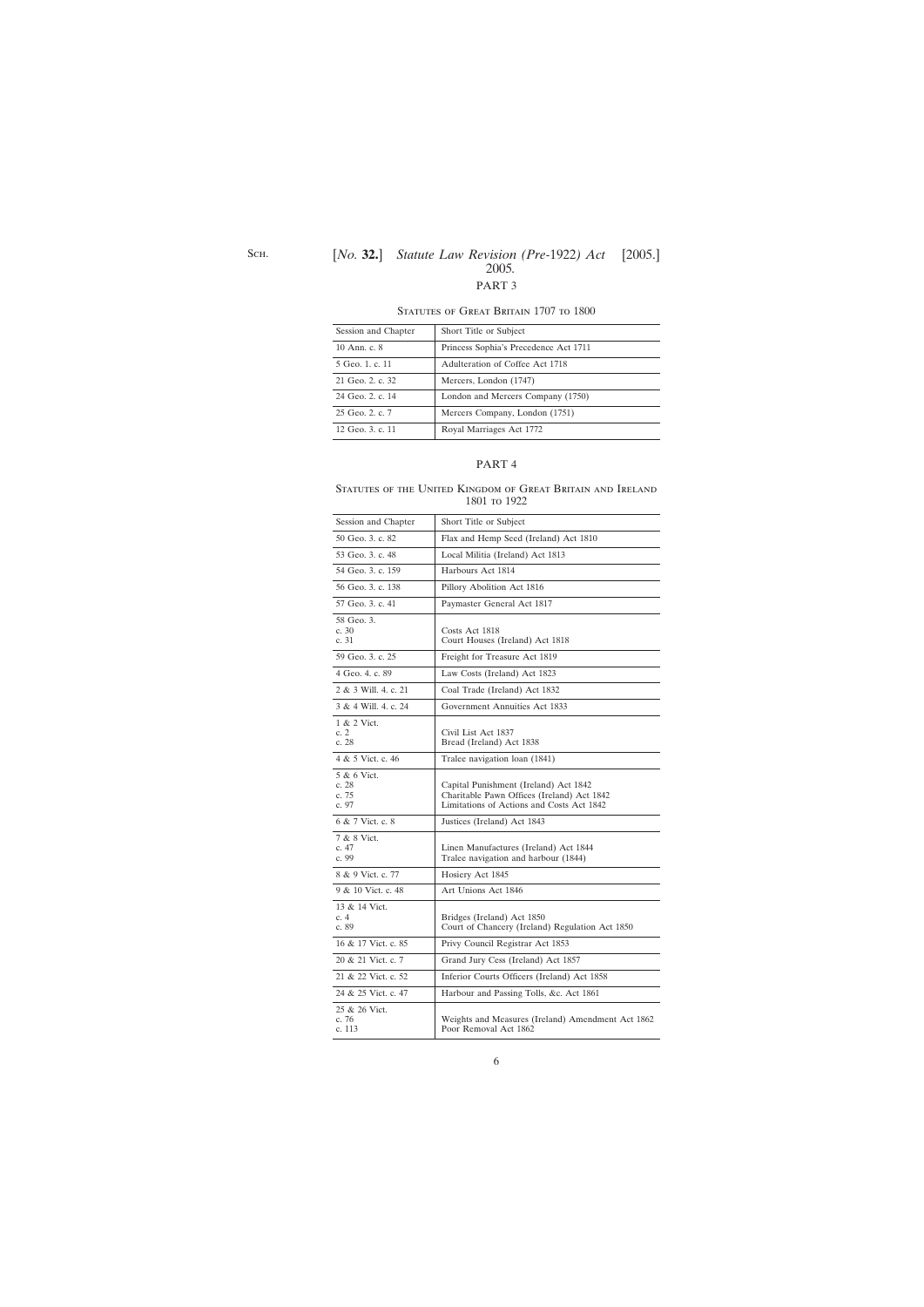## PART 3

### Statutes of Great Britain 1707 to 1800

| Session and Chapter | Short Title or Subject |
|---|---|
| 10 Ann. c. 8 | Princess Sophia's Precedence Act 1711 |
| 5 Geo. 1. c. 11 | Adulteration of Coffee Act 1718 |
| 21 Geo. 2. c. 32 | Mercers, London (1747) |
| 24 Geo. 2. c. 14 | London and Mercers Company (1750) |
| 25 Geo. 2. c. 7 | Mercers Company, London (1751) |
| 12 Geo. 3. c. 11 | Royal Marriages Act 1772 |

## PART 4

### Statutes of the United Kingdom of Great Britain and Ireland 1801 to 1922

| Session and Chapter | Short Title or Subject |
|---|---|
| 50 Geo. 3. c. 82 | Flax and Hemp Seed (Ireland) Act 1810 |
| 53 Geo. 3. c. 48 | Local Militia (Ireland) Act 1813 |
| 54 Geo. 3. c. 159 | Harbours Act 1814 |
| 56 Geo. 3. c. 138 | Pillory Abolition Act 1816 |
| 57 Geo. 3. c. 41 | Paymaster General Act 1817 |
| 58 Geo. 3.<br>c. 30<br>c. 31 | <br>Costs Act 1818<br>Court Houses (Ireland) Act 1818 |
| 59 Geo. 3. c. 25 | Freight for Treasure Act 1819 |
| 4 Geo. 4. c. 89 | Law Costs (Ireland) Act 1823 |
| 2 & 3 Will. 4. c. 21 | Coal Trade (Ireland) Act 1832 |
| 3 & 4 Will. 4. c. 24 | Government Annuities Act 1833 |
| 1 & 2 Vict.<br>c. 2<br>c. 28 | <br>Civil List Act 1837<br>Bread (Ireland) Act 1838 |
| 4 & 5 Vict. c. 46 | Tralee navigation loan (1841) |
| 5 & 6 Vict.<br>c. 28<br>c. 75<br>c. 97 | <br>Capital Punishment (Ireland) Act 1842<br>Charitable Pawn Offices (Ireland) Act 1842<br>Limitations of Actions and Costs Act 1842 |
| 6 & 7 Vict. c. 8 | Justices (Ireland) Act 1843 |
| 7 & 8 Vict.<br>c. 47<br>c. 99 | <br>Linen Manufactures (Ireland) Act 1844<br>Tralee navigation and harbour (1844) |
| 8 & 9 Vict. c. 77 | Hosiery Act 1845 |
| 9 & 10 Vict. c. 48 | Art Unions Act 1846 |
| 13 & 14 Vict.<br>c. 4<br>c. 89 | <br>Bridges (Ireland) Act 1850<br>Court of Chancery (Ireland) Regulation Act 1850 |
| 16 & 17 Vict. c. 85 | Privy Council Registrar Act 1853 |
| 20 & 21 Vict. c. 7 | Grand Jury Cess (Ireland) Act 1857 |
| 21 & 22 Vict. c. 52 | Inferior Courts Officers (Ireland) Act 1858 |
| 24 & 25 Vict. c. 47 | Harbour and Passing Tolls, &c. Act 1861 |
| 25 & 26 Vict.<br>c. 76<br>c. 113 | <br>Weights and Measures (Ireland) Amendment Act 1862<br>Poor Removal Act 1862 |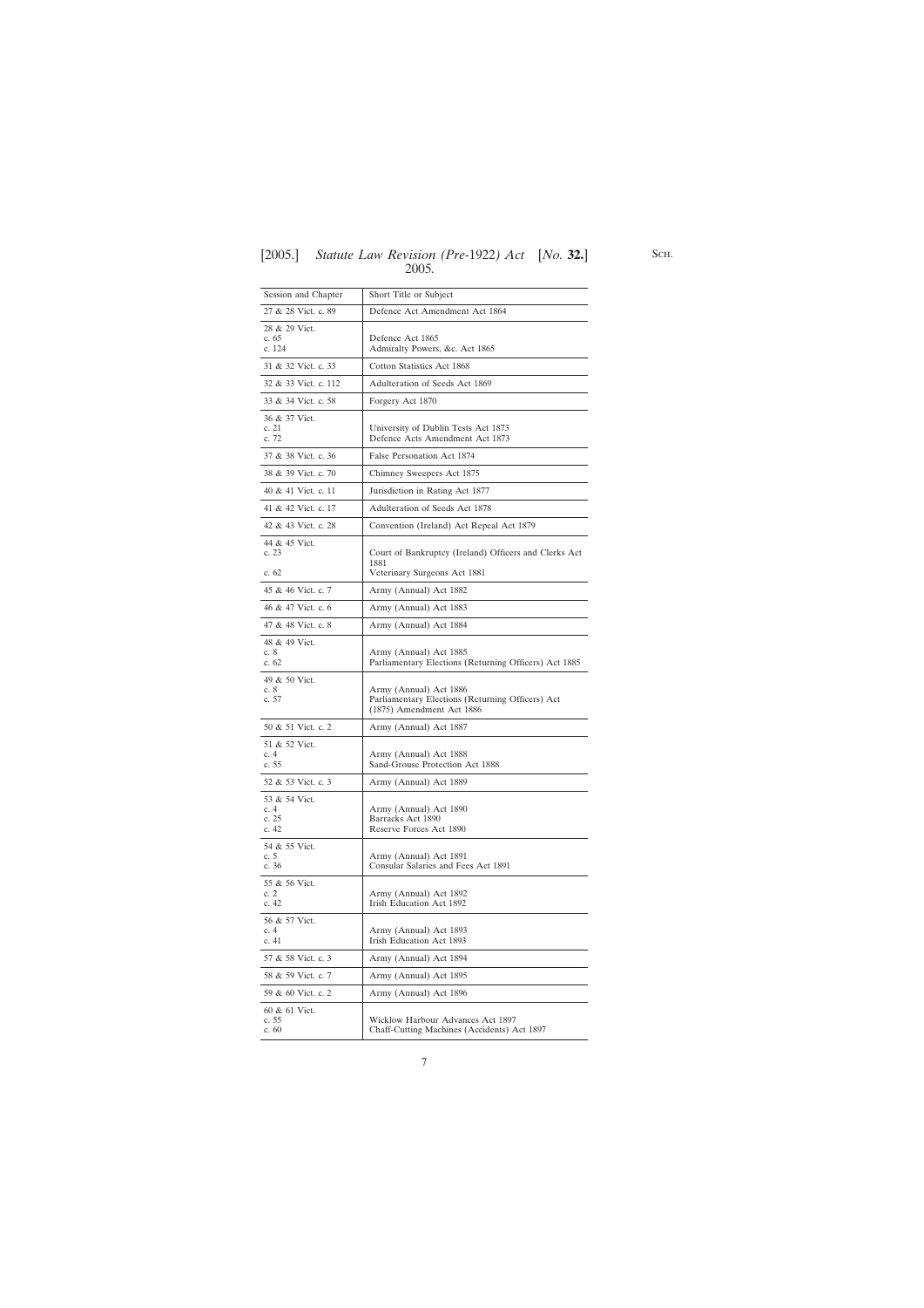| Session and Chapter | Short Title or Subject |
|---|---|
| 27 & 28 Vict. c. 89 | Defence Act Amendment Act 1864 |
| 28 & 29 Vict. | |
| c. 65 | Defence Act 1865 |
| c. 124 | Admiralty Powers, &c. Act 1865 |
| 31 & 32 Vict. c. 33 | Cotton Statistics Act 1868 |
| 32 & 33 Vict. c. 112 | Adulteration of Seeds Act 1869 |
| 33 & 34 Vict. c. 58 | Forgery Act 1870 |
| 36 & 37 Vict. | |
| c. 21 | University of Dublin Tests Act 1873 |
| c. 72 | Defence Acts Amendment Act 1873 |
| 37 & 38 Vict. c. 36 | False Personation Act 1874 |
| 38 & 39 Vict. c. 70 | Chimney Sweepers Act 1875 |
| 40 & 41 Vict. c. 11 | Jurisdiction in Rating Act 1877 |
| 41 & 42 Vict. c. 17 | Adulteration of Seeds Act 1878 |
| 42 & 43 Vict. c. 28 | Convention (Ireland) Act Repeal Act 1879 |
| 44 & 45 Vict. | |
| c. 23 | Court of Bankruptcy (Ireland) Officers and Clerks Act 1881 |
| c. 62 | Veterinary Surgeons Act 1881 |
| 45 & 46 Vict. c. 7 | Army (Annual) Act 1882 |
| 46 & 47 Vict. c. 6 | Army (Annual) Act 1883 |
| 47 & 48 Vict. c. 8 | Army (Annual) Act 1884 |
| 48 & 49 Vict. | |
| c. 8 | Army (Annual) Act 1885 |
| c. 62 | Parliamentary Elections (Returning Officers) Act 1885 |
| 49 & 50 Vict. | |
| c. 8 | Army (Annual) Act 1886 |
| c. 57 | Parliamentary Elections (Returning Officers) Act (1875) Amendment Act 1886 |
| 50 & 51 Vict. c. 2 | Army (Annual) Act 1887 |
| 51 & 52 Vict. | |
| c. 4 | Army (Annual) Act 1888 |
| c. 55 | Sand-Grouse Protection Act 1888 |
| 52 & 53 Vict. c. 3 | Army (Annual) Act 1889 |
| 53 & 54 Vict. | |
| c. 4 | Army (Annual) Act 1890 |
| c. 25 | Barracks Act 1890 |
| c. 42 | Reserve Forces Act 1890 |
| 54 & 55 Vict. | |
| c. 5 | Army (Annual) Act 1891 |
| c. 36 | Consular Salaries and Fees Act 1891 |
| 55 & 56 Vict. | |
| c. 2 | Army (Annual) Act 1892 |
| c. 42 | Irish Education Act 1892 |
| 56 & 57 Vict. | |
| c. 4 | Army (Annual) Act 1893 |
| c. 41 | Irish Education Act 1893 |
| 57 & 58 Vict. c. 3 | Army (Annual) Act 1894 |
| 58 & 59 Vict. c. 7 | Army (Annual) Act 1895 |
| 59 & 60 Vict. c. 2 | Army (Annual) Act 1896 |
| 60 & 61 Vict. | |
| c. 55 | Wicklow Harbour Advances Act 1897 |
| c. 60 | Chaff-Cutting Machines (Accidents) Act 1897 |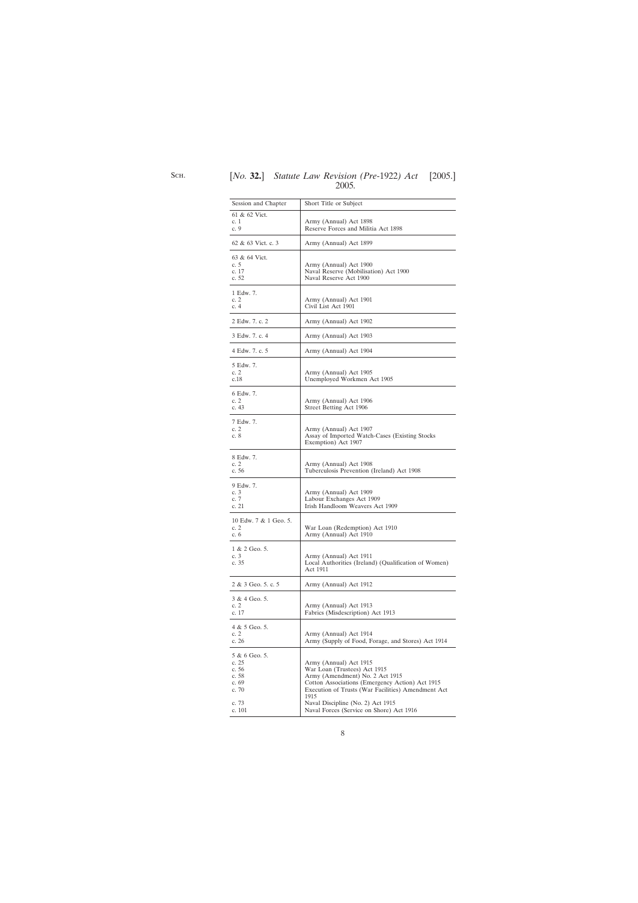| Session and Chapter | Short Title or Subject |
| --- | --- |
| 61 & 62 Vict. | |
| c. 1 | Army (Annual) Act 1898 |
| c. 9 | Reserve Forces and Militia Act 1898 |
| 62 & 63 Vict. c. 3 | Army (Annual) Act 1899 |
| 63 & 64 Vict. | |
| c. 5 | Army (Annual) Act 1900 |
| c. 17 | Naval Reserve (Mobilisation) Act 1900 |
| c. 52 | Naval Reserve Act 1900 |
| 1 Edw. 7. | |
| c. 2 | Army (Annual) Act 1901 |
| c. 4 | Civil List Act 1901 |
| 2 Edw. 7. c. 2 | Army (Annual) Act 1902 |
| 3 Edw. 7. c. 4 | Army (Annual) Act 1903 |
| 4 Edw. 7. c. 5 | Army (Annual) Act 1904 |
| 5 Edw. 7. | |
| c. 2 | Army (Annual) Act 1905 |
| c.18 | Unemployed Workmen Act 1905 |
| 6 Edw. 7. | |
| c. 2 | Army (Annual) Act 1906 |
| c. 43 | Street Betting Act 1906 |
| 7 Edw. 7. | |
| c. 2 | Army (Annual) Act 1907 |
| c. 8 | Assay of Imported Watch-Cases (Existing Stocks Exemption) Act 1907 |
| 8 Edw. 7. | |
| c. 2 | Army (Annual) Act 1908 |
| c. 56 | Tuberculosis Prevention (Ireland) Act 1908 |
| 9 Edw. 7. | |
| c. 3 | Army (Annual) Act 1909 |
| c. 7 | Labour Exchanges Act 1909 |
| c. 21 | Irish Handloom Weavers Act 1909 |
| 10 Edw. 7 & 1 Geo. 5. | |
| c. 2 | War Loan (Redemption) Act 1910 |
| c. 6 | Army (Annual) Act 1910 |
| 1 & 2 Geo. 5. | |
| c. 3 | Army (Annual) Act 1911 |
| c. 35 | Local Authorities (Ireland) (Qualification of Women) Act 1911 |
| 2 & 3 Geo. 5. c. 5 | Army (Annual) Act 1912 |
| 3 & 4 Geo. 5. | |
| c. 2 | Army (Annual) Act 1913 |
| c. 17 | Fabrics (Misdescription) Act 1913 |
| 4 & 5 Geo. 5. | |
| c. 2 | Army (Annual) Act 1914 |
| c. 26 | Army (Supply of Food, Forage, and Stores) Act 1914 |
| 5 & 6 Geo. 5. | |
| c. 25 | Army (Annual) Act 1915 |
| c. 56 | War Loan (Trustees) Act 1915 |
| c. 58 | Army (Amendment) No. 2 Act 1915 |
| c. 69 | Cotton Associations (Emergency Action) Act 1915 |
| c. 70 | Execution of Trusts (War Facilities) Amendment Act 1915 |
| c. 73 | Naval Discipline (No. 2) Act 1915 |
| c. 101 | Naval Forces (Service on Shore) Act 1916 |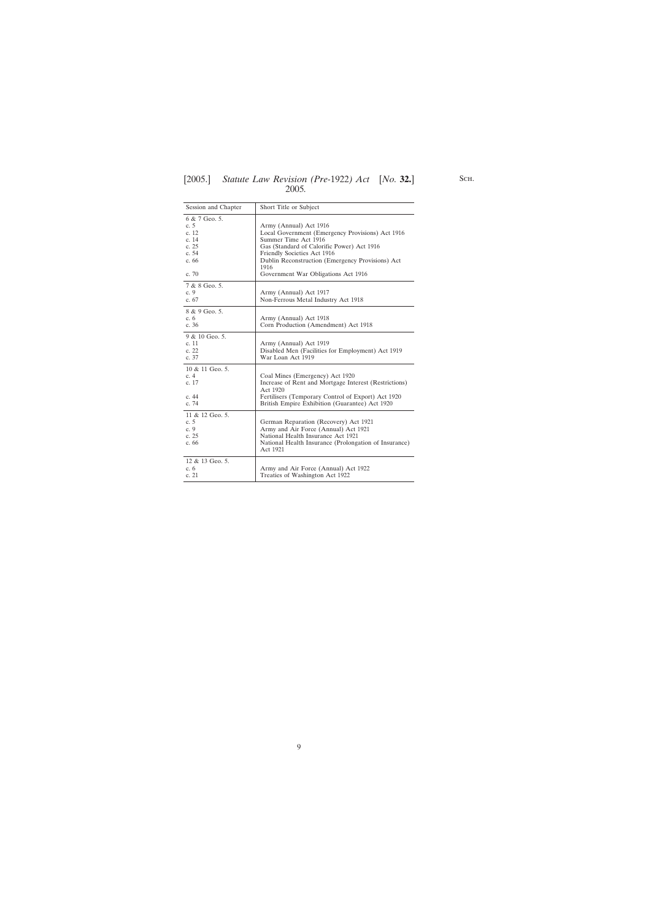| Session and Chapter | Short Title or Subject |
|---|---|
| 6 & 7 Geo. 5. | |
| c. 5 | Army (Annual) Act 1916 |
| c. 12 | Local Government (Emergency Provisions) Act 1916 |
| c. 14 | Summer Time Act 1916 |
| c. 25 | Gas (Standard of Calorific Power) Act 1916 |
| c. 54 | Friendly Societies Act 1916 |
| c. 66 | Dublin Reconstruction (Emergency Provisions) Act 1916 |
| c. 70 | Government War Obligations Act 1916 |
| 7 & 8 Geo. 5. | |
| c. 9 | Army (Annual) Act 1917 |
| c. 67 | Non-Ferrous Metal Industry Act 1918 |
| 8 & 9 Geo. 5. | |
| c. 6 | Army (Annual) Act 1918 |
| c. 36 | Corn Production (Amendment) Act 1918 |
| 9 & 10 Geo. 5. | |
| c. 11 | Army (Annual) Act 1919 |
| c. 22 | Disabled Men (Facilities for Employment) Act 1919 |
| c. 37 | War Loan Act 1919 |
| 10 & 11 Geo. 5. | |
| c. 4 | Coal Mines (Emergency) Act 1920 |
| c. 17 | Increase of Rent and Mortgage Interest (Restrictions) Act 1920 |
| c. 44 | Fertilisers (Temporary Control of Export) Act 1920 |
| c. 74 | British Empire Exhibition (Guarantee) Act 1920 |
| 11 & 12 Geo. 5. | |
| c. 5 | German Reparation (Recovery) Act 1921 |
| c. 9 | Army and Air Force (Annual) Act 1921 |
| c. 25 | National Health Insurance Act 1921 |
| c. 66 | National Health Insurance (Prolongation of Insurance) Act 1921 |
| 12 & 13 Geo. 5. | |
| c. 6 | Army and Air Force (Annual) Act 1922 |
| c. 21 | Treaties of Washington Act 1922 |